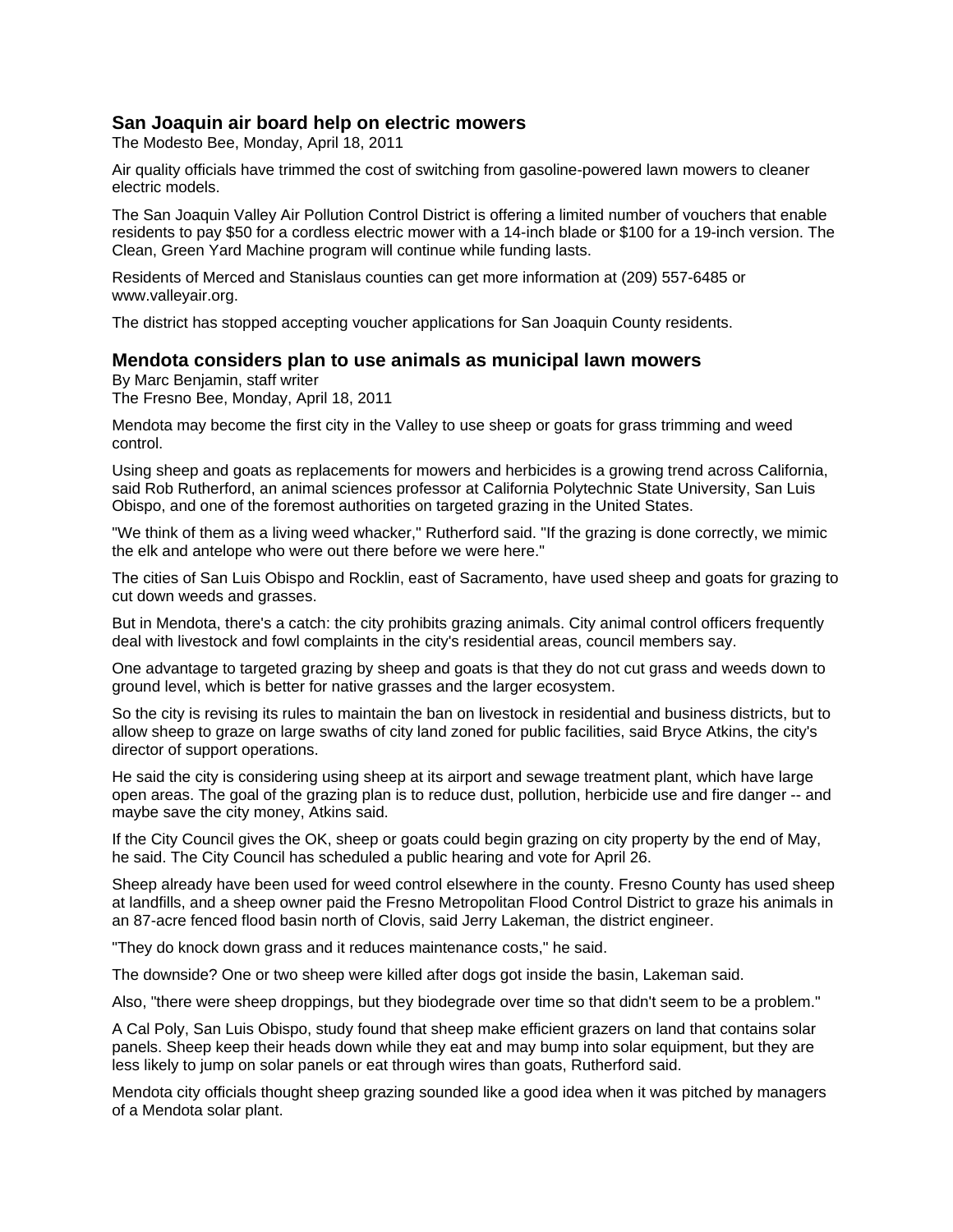## San Joaquin air board help on electric mowers

The Modesto Bee, Monday, April 18, 2011

Air quality officials have trimmed the cost of switching from gasoline-powered lawn mowers to cleaner electric models.

The San Joaquin Valley Air Pollution Control District is offering a limited number of vouchers that enable residents to pay $50 for a cordless electric mower with a 14-inch blade or $100 for a 19-inch version. The Clean, Green Yard Machine program will continue while funding lasts.

Residents of Merced and Stanislaus counties can get more information at (209) 557-6485 or www.valleyair.org.

The district has stopped accepting voucher applications for San Joaquin County residents.

## Mendota considers plan to use animals as municipal lawn mowers

By Marc Benjamin, staff writer
The Fresno Bee, Monday, April 18, 2011

Mendota may become the first city in the Valley to use sheep or goats for grass trimming and weed control.

Using sheep and goats as replacements for mowers and herbicides is a growing trend across California, said Rob Rutherford, an animal sciences professor at California Polytechnic State University, San Luis Obispo, and one of the foremost authorities on targeted grazing in the United States.

"We think of them as a living weed whacker," Rutherford said. "If the grazing is done correctly, we mimic the elk and antelope who were out there before we were here."

The cities of San Luis Obispo and Rocklin, east of Sacramento, have used sheep and goats for grazing to cut down weeds and grasses.

But in Mendota, there's a catch: the city prohibits grazing animals. City animal control officers frequently deal with livestock and fowl complaints in the city's residential areas, council members say.

One advantage to targeted grazing by sheep and goats is that they do not cut grass and weeds down to ground level, which is better for native grasses and the larger ecosystem.

So the city is revising its rules to maintain the ban on livestock in residential and business districts, but to allow sheep to graze on large swaths of city land zoned for public facilities, said Bryce Atkins, the city's director of support operations.

He said the city is considering using sheep at its airport and sewage treatment plant, which have large open areas. The goal of the grazing plan is to reduce dust, pollution, herbicide use and fire danger -- and maybe save the city money, Atkins said.

If the City Council gives the OK, sheep or goats could begin grazing on city property by the end of May, he said. The City Council has scheduled a public hearing and vote for April 26.

Sheep already have been used for weed control elsewhere in the county. Fresno County has used sheep at landfills, and a sheep owner paid the Fresno Metropolitan Flood Control District to graze his animals in an 87-acre fenced flood basin north of Clovis, said Jerry Lakeman, the district engineer.

"They do knock down grass and it reduces maintenance costs," he said.

The downside? One or two sheep were killed after dogs got inside the basin, Lakeman said.

Also, "there were sheep droppings, but they biodegrade over time so that didn't seem to be a problem."

A Cal Poly, San Luis Obispo, study found that sheep make efficient grazers on land that contains solar panels. Sheep keep their heads down while they eat and may bump into solar equipment, but they are less likely to jump on solar panels or eat through wires than goats, Rutherford said.

Mendota city officials thought sheep grazing sounded like a good idea when it was pitched by managers of a Mendota solar plant.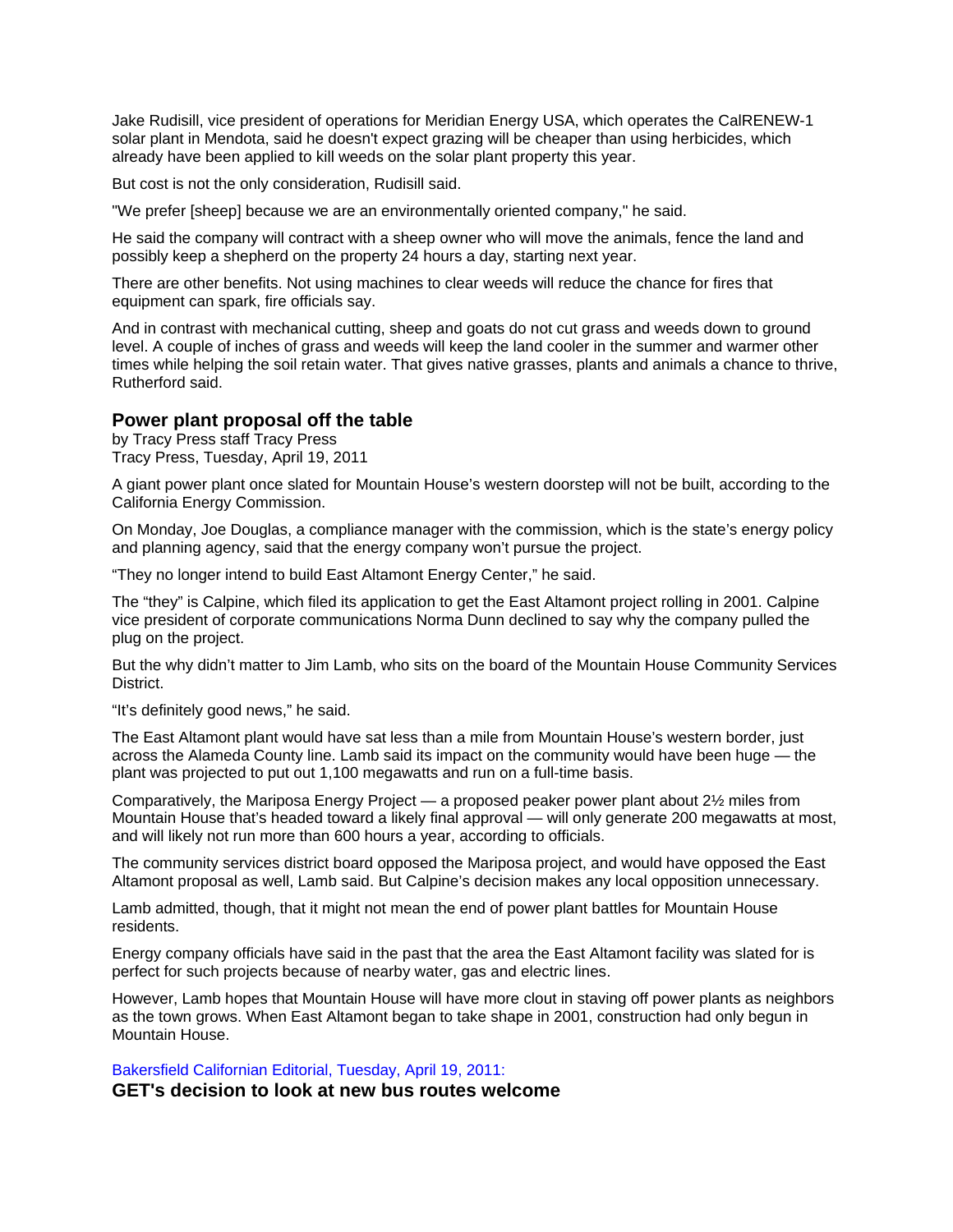Jake Rudisill, vice president of operations for Meridian Energy USA, which operates the CalRENEW-1 solar plant in Mendota, said he doesn't expect grazing will be cheaper than using herbicides, which already have been applied to kill weeds on the solar plant property this year.

But cost is not the only consideration, Rudisill said.

"We prefer [sheep] because we are an environmentally oriented company," he said.

He said the company will contract with a sheep owner who will move the animals, fence the land and possibly keep a shepherd on the property 24 hours a day, starting next year.

There are other benefits. Not using machines to clear weeds will reduce the chance for fires that equipment can spark, fire officials say.

And in contrast with mechanical cutting, sheep and goats do not cut grass and weeds down to ground level. A couple of inches of grass and weeds will keep the land cooler in the summer and warmer other times while helping the soil retain water. That gives native grasses, plants and animals a chance to thrive, Rutherford said.

### Power plant proposal off the table

by Tracy Press staff Tracy Press
Tracy Press, Tuesday, April 19, 2011

A giant power plant once slated for Mountain House's western doorstep will not be built, according to the California Energy Commission.

On Monday, Joe Douglas, a compliance manager with the commission, which is the state's energy policy and planning agency, said that the energy company won't pursue the project.

"They no longer intend to build East Altamont Energy Center," he said.

The "they" is Calpine, which filed its application to get the East Altamont project rolling in 2001. Calpine vice president of corporate communications Norma Dunn declined to say why the company pulled the plug on the project.

But the why didn't matter to Jim Lamb, who sits on the board of the Mountain House Community Services District.

"It's definitely good news," he said.

The East Altamont plant would have sat less than a mile from Mountain House's western border, just across the Alameda County line. Lamb said its impact on the community would have been huge — the plant was projected to put out 1,100 megawatts and run on a full-time basis.

Comparatively, the Mariposa Energy Project — a proposed peaker power plant about 2½ miles from Mountain House that's headed toward a likely final approval — will only generate 200 megawatts at most, and will likely not run more than 600 hours a year, according to officials.

The community services district board opposed the Mariposa project, and would have opposed the East Altamont proposal as well, Lamb said. But Calpine's decision makes any local opposition unnecessary.

Lamb admitted, though, that it might not mean the end of power plant battles for Mountain House residents.

Energy company officials have said in the past that the area the East Altamont facility was slated for is perfect for such projects because of nearby water, gas and electric lines.

However, Lamb hopes that Mountain House will have more clout in staving off power plants as neighbors as the town grows. When East Altamont began to take shape in 2001, construction had only begun in Mountain House.

Bakersfield Californian Editorial, Tuesday, April 19, 2011:

### GET's decision to look at new bus routes welcome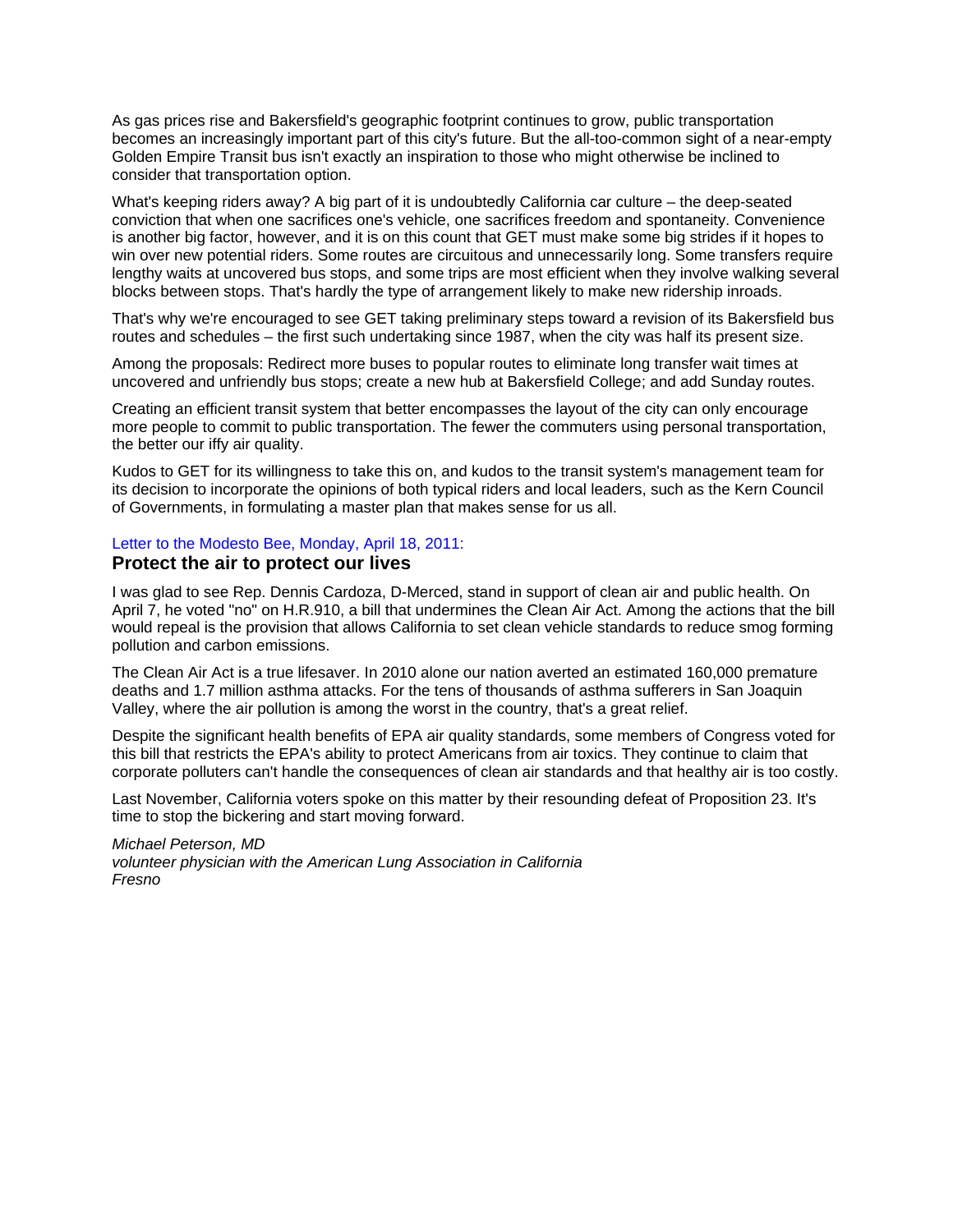As gas prices rise and Bakersfield's geographic footprint continues to grow, public transportation becomes an increasingly important part of this city's future. But the all-too-common sight of a near-empty Golden Empire Transit bus isn't exactly an inspiration to those who might otherwise be inclined to consider that transportation option.

What's keeping riders away? A big part of it is undoubtedly California car culture – the deep-seated conviction that when one sacrifices one's vehicle, one sacrifices freedom and spontaneity. Convenience is another big factor, however, and it is on this count that GET must make some big strides if it hopes to win over new potential riders. Some routes are circuitous and unnecessarily long. Some transfers require lengthy waits at uncovered bus stops, and some trips are most efficient when they involve walking several blocks between stops. That's hardly the type of arrangement likely to make new ridership inroads.

That's why we're encouraged to see GET taking preliminary steps toward a revision of its Bakersfield bus routes and schedules – the first such undertaking since 1987, when the city was half its present size.

Among the proposals: Redirect more buses to popular routes to eliminate long transfer wait times at uncovered and unfriendly bus stops; create a new hub at Bakersfield College; and add Sunday routes.

Creating an efficient transit system that better encompasses the layout of the city can only encourage more people to commit to public transportation. The fewer the commuters using personal transportation, the better our iffy air quality.

Kudos to GET for its willingness to take this on, and kudos to the transit system's management team for its decision to incorporate the opinions of both typical riders and local leaders, such as the Kern Council of Governments, in formulating a master plan that makes sense for us all.

Letter to the Modesto Bee, Monday, April 18, 2011:

## Protect the air to protect our lives

I was glad to see Rep. Dennis Cardoza, D-Merced, stand in support of clean air and public health. On April 7, he voted "no" on H.R.910, a bill that undermines the Clean Air Act. Among the actions that the bill would repeal is the provision that allows California to set clean vehicle standards to reduce smog forming pollution and carbon emissions.

The Clean Air Act is a true lifesaver. In 2010 alone our nation averted an estimated 160,000 premature deaths and 1.7 million asthma attacks. For the tens of thousands of asthma sufferers in San Joaquin Valley, where the air pollution is among the worst in the country, that's a great relief.

Despite the significant health benefits of EPA air quality standards, some members of Congress voted for this bill that restricts the EPA's ability to protect Americans from air toxics. They continue to claim that corporate polluters can't handle the consequences of clean air standards and that healthy air is too costly.

Last November, California voters spoke on this matter by their resounding defeat of Proposition 23. It's time to stop the bickering and start moving forward.

*Michael Peterson, MD*
*volunteer physician with the American Lung Association in California*
*Fresno*